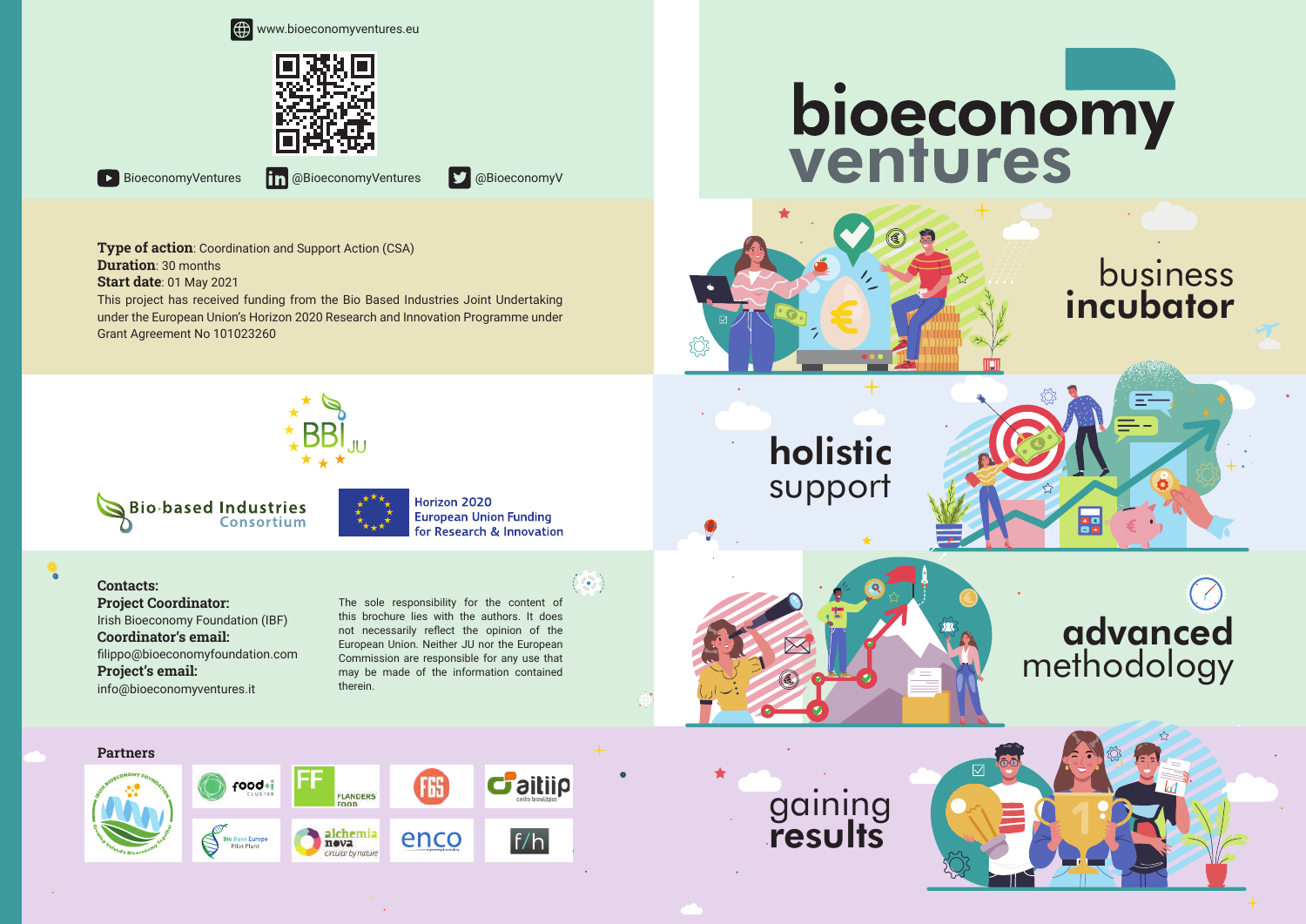www.bioeconomyventures.eu

BioeconomyVentures | @BioeconomyVentures | @BioeconomyV

**Type of action**: Coordination and Support Action (CSA)
**Duration**: 30 months
**Start date**: 01 May 2021
This project has received funding from the Bio Based Industries Joint Undertaking under the European Union's Horizon 2020 Research and Innovation Programme under Grant Agreement No 101023260

BBI JU

Bio-based Industries Consortium

Horizon 2020
European Union Funding
for Research & Innovation

**Contacts:**
**Project Coordinator:**
Irish Bioeconomy Foundation (IBF)
**Coordinator's email:**
filippo@bioeconomyfoundation.com
**Project's email:**
info@bioeconomyventures.it

The sole responsibility for the content of this brochure lies with the authors. It does not necessarily reflect the opinion of the authors. Neither JU nor the European Commission are responsible for any use that may be made of the information contained therein.

**Partners**

# bioeconomy ventures

business **incubator**

**holistic** support

**advanced** methodology

gaining **results**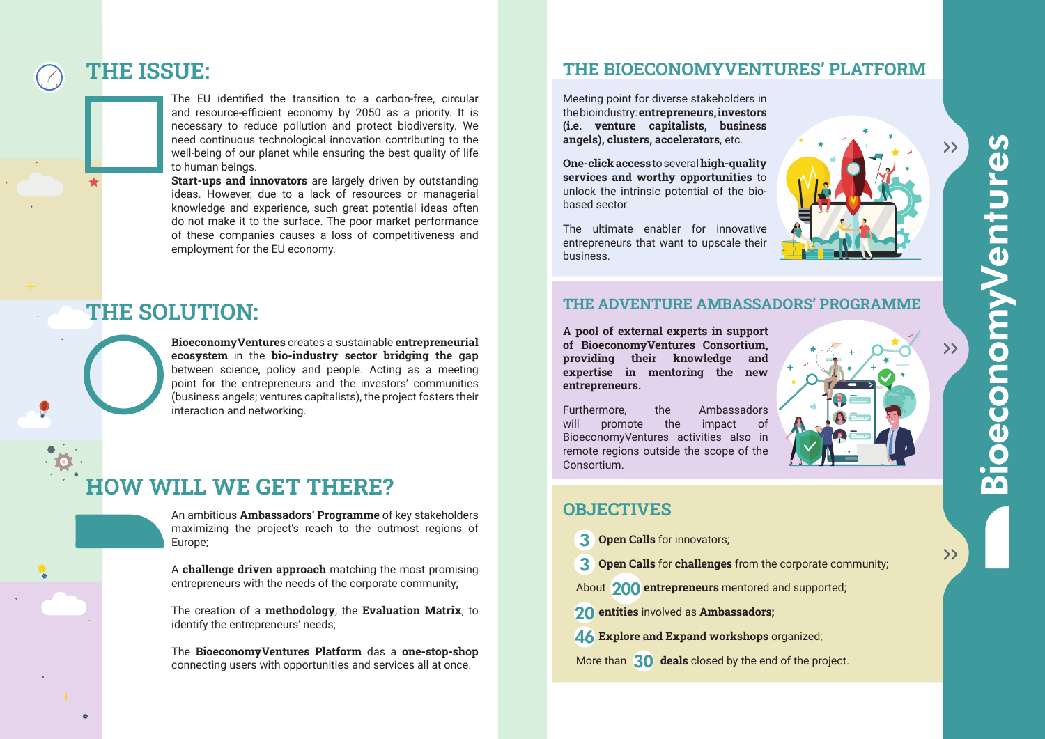# THE ISSUE:

The EU identified the transition to a carbon-free, circular and resource-efficient economy by 2050 as a priority. It is necessary to reduce pollution and protect biodiversity. We need continuous technological innovation contributing to the well-being of our planet while ensuring the best quality of life to human beings.

**Start-ups and innovators** are largely driven by outstanding ideas. However, due to a lack of resources or managerial knowledge and experience, such great potential ideas often do not make it to the surface. The poor market performance of these companies causes a loss of competitiveness and employment for the EU economy.

# THE SOLUTION:

**BioeconomyVentures** creates a sustainable **entrepreneurial ecosystem** in the **bio-industry sector bridging the gap** between science, policy and people. Acting as a meeting point for the entrepreneurs and the investors' communities (business angels; ventures capitalists), the project fosters their interaction and networking.

# HOW WILL WE GET THERE?

An ambitious **Ambassadors' Programme** of key stakeholders maximizing the project's reach to the outmost regions of Europe;

A **challenge driven approach** matching the most promising entrepreneurs with the needs of the corporate community;

The creation of a **methodology**, the **Evaluation Matrix**, to identify the entrepreneurs' needs;

The **BioeconomyVentures Platform** das a **one-stop-shop** connecting users with opportunities and services all at once.

## THE BIOECONOMYVENTURES' PLATFORM

Meeting point for diverse stakeholders in the bioindustry: **entrepreneurs, investors (i.e. venture capitalists, business angels), clusters, accelerators**, etc.

**One-click access** to several **high-quality services and worthy opportunities** to unlock the intrinsic potential of the bio-based sector.

The ultimate enabler for innovative entrepreneurs that want to upscale their business.

## THE ADVENTURE AMBASSADORS' PROGRAMME

**A pool of external experts in support of BioeconomyVentures Consortium, providing their knowledge and expertise in mentoring the new entrepreneurs.**

Furthermore, the Ambassadors will promote the impact of BioeconomyVentures activities also in remote regions outside the scope of the Consortium.

## OBJECTIVES

- **3** **Open Calls** for innovators;
- **3** **Open Calls** for **challenges** from the corporate community;
- About **200** **entrepreneurs** mentored and supported;
- **20** **entities** involved as **Ambassadors;**
- **46** **Explore and Expand workshops** organized;
- More than **30** **deals** closed by the end of the project.

BioeconomyVentures